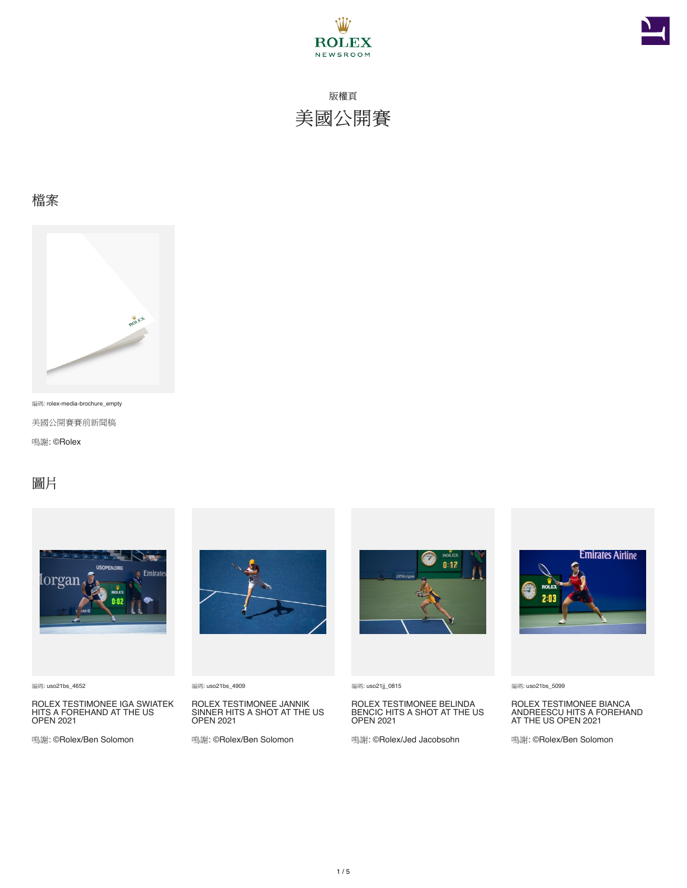ROLEX NEWSROOM

版權頁

# 美國公開賽

## 檔案

編碼: rolex-media-brochure_empty

美國公開賽賽前新聞稿

鳴謝: ©Rolex

## 圖片

編碼: uso21bs_4652

ROLEX TESTIMONEE IGA SWIATEK HITS A FOREHAND AT THE US OPEN 2021

鳴謝: ©Rolex/Ben Solomon

編碼: uso21bs_4909

ROLEX TESTIMONEE JANNIK SINNER HITS A SHOT AT THE US OPEN 2021

鳴謝: ©Rolex/Ben Solomon

編碼: uso21jj_0815

ROLEX TESTIMONEE BELINDA BENCIC HITS A SHOT AT THE US OPEN 2021

鳴謝: ©Rolex/Jed Jacobsohn

編碼: uso21bs_5099

ROLEX TESTIMONEE BIANCA ANDREESCU HITS A FOREHAND AT THE US OPEN 2021

鳴謝: ©Rolex/Ben Solomon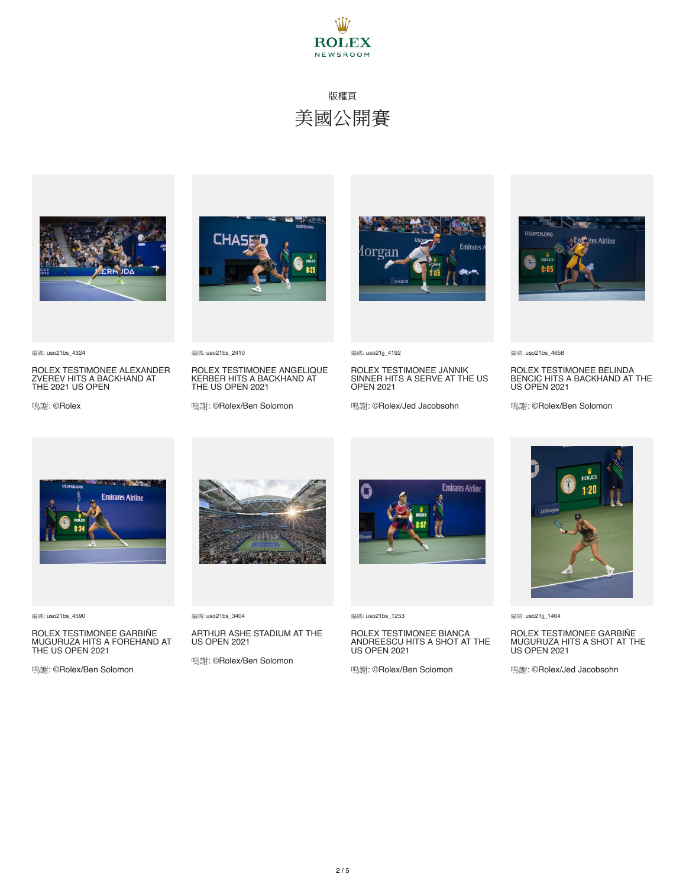ROLEX NEWSROOM

版權頁

# 美國公開賽

編碼: uso21bs_4324

ROLEX TESTIMONEE ALEXANDER ZVEREV HITS A BACKHAND AT THE 2021 US OPEN

鳴謝: ©Rolex

編碼: uso21bs_2410

ROLEX TESTIMONEE ANGELIQUE KERBER HITS A BACKHAND AT THE US OPEN 2021

鳴謝: ©Rolex/Ben Solomon

編碼: uso21jj_4192

ROLEX TESTIMONEE JANNIK SINNER HITS A SERVE AT THE US OPEN 2021

鳴謝: ©Rolex/Jed Jacobsohn

編碼: uso21bs_4658

ROLEX TESTIMONEE BELINDA BENCIC HITS A BACKHAND AT THE US OPEN 2021

鳴謝: ©Rolex/Ben Solomon

編碼: uso21bs_4590

ROLEX TESTIMONEE GARBIÑE MUGURUZA HITS A FOREHAND AT THE US OPEN 2021

鳴謝: ©Rolex/Ben Solomon

編碼: uso21bs_3404

ARTHUR ASHE STADIUM AT THE US OPEN 2021

鳴謝: ©Rolex/Ben Solomon

編碼: uso21bs_1253

ROLEX TESTIMONEE BIANCA ANDREESCU HITS A SHOT AT THE US OPEN 2021

鳴謝: ©Rolex/Ben Solomon

編碼: uso21jj_1464

ROLEX TESTIMONEE GARBIÑE MUGURUZA HITS A SHOT AT THE US OPEN 2021

鳴謝: ©Rolex/Jed Jacobsohn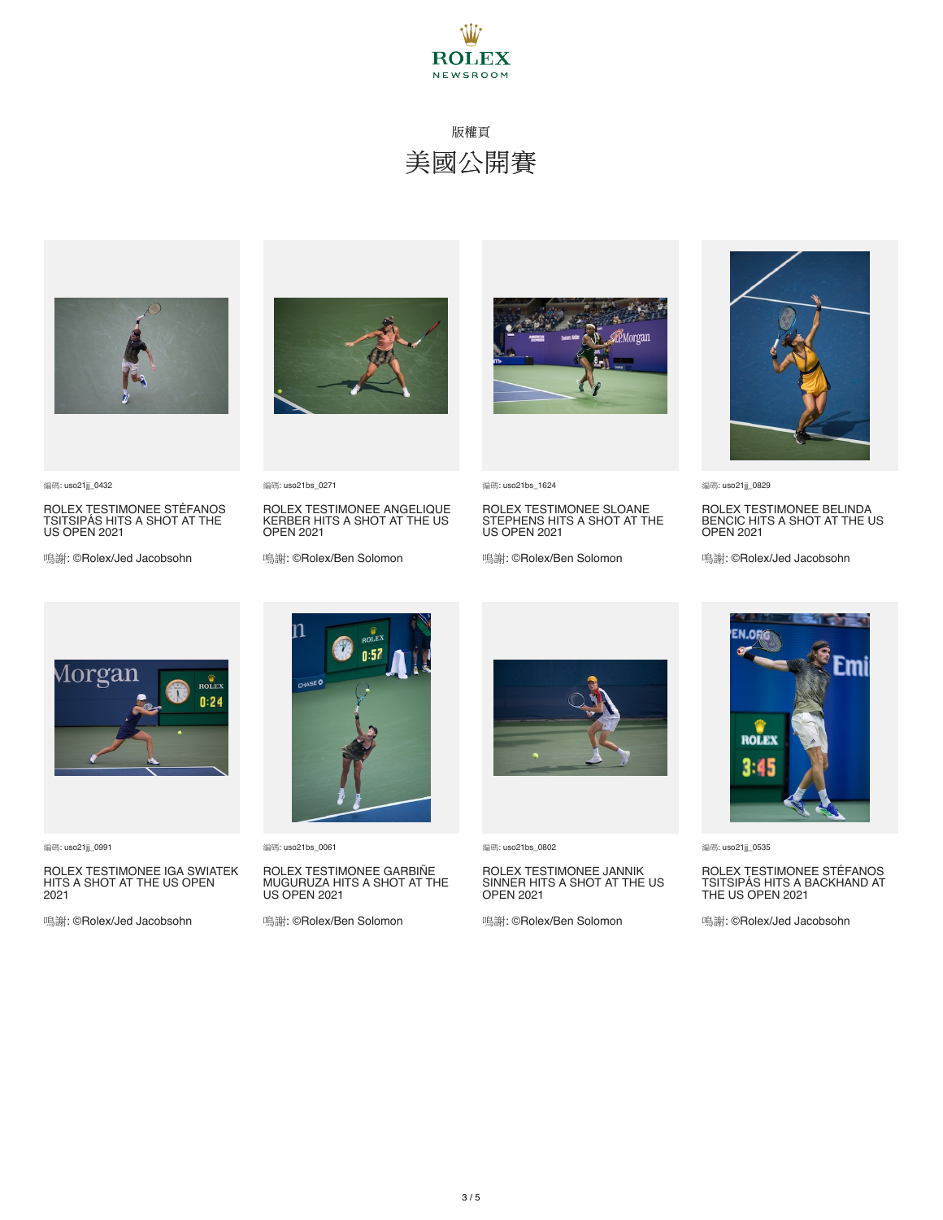ROLEX
NEWSROOM

版權頁

# 美國公開賽

編碼: uso21jj_0432

ROLEX TESTIMONEE STÉFANOS TSITSIPÁS HITS A SHOT AT THE US OPEN 2021

鳴謝: ©Rolex/Jed Jacobsohn

編碼: uso21bs_0271

ROLEX TESTIMONEE ANGELIQUE KERBER HITS A SHOT AT THE US OPEN 2021

鳴謝: ©Rolex/Ben Solomon

編碼: uso21bs_1624

ROLEX TESTIMONEE SLOANE STEPHENS HITS A SHOT AT THE US OPEN 2021

鳴謝: ©Rolex/Ben Solomon

編碼: uso21jj_0829

ROLEX TESTIMONEE BELINDA BENCIC HITS A SHOT AT THE US OPEN 2021

鳴謝: ©Rolex/Jed Jacobsohn

編碼: uso21jj_0991

ROLEX TESTIMONEE IGA SWIATEK HITS A SHOT AT THE US OPEN 2021

鳴謝: ©Rolex/Jed Jacobsohn

編碼: uso21bs_0061

ROLEX TESTIMONEE GARBIÑE MUGURUZA HITS A SHOT AT THE US OPEN 2021

鳴謝: ©Rolex/Ben Solomon

編碼: uso21bs_0802

ROLEX TESTIMONEE JANNIK SINNER HITS A SHOT AT THE US OPEN 2021

鳴謝: ©Rolex/Ben Solomon

編碼: uso21jj_0535

ROLEX TESTIMONEE STÉFANOS TSITSIPÁS HITS A BACKHAND AT THE US OPEN 2021

鳴謝: ©Rolex/Jed Jacobsohn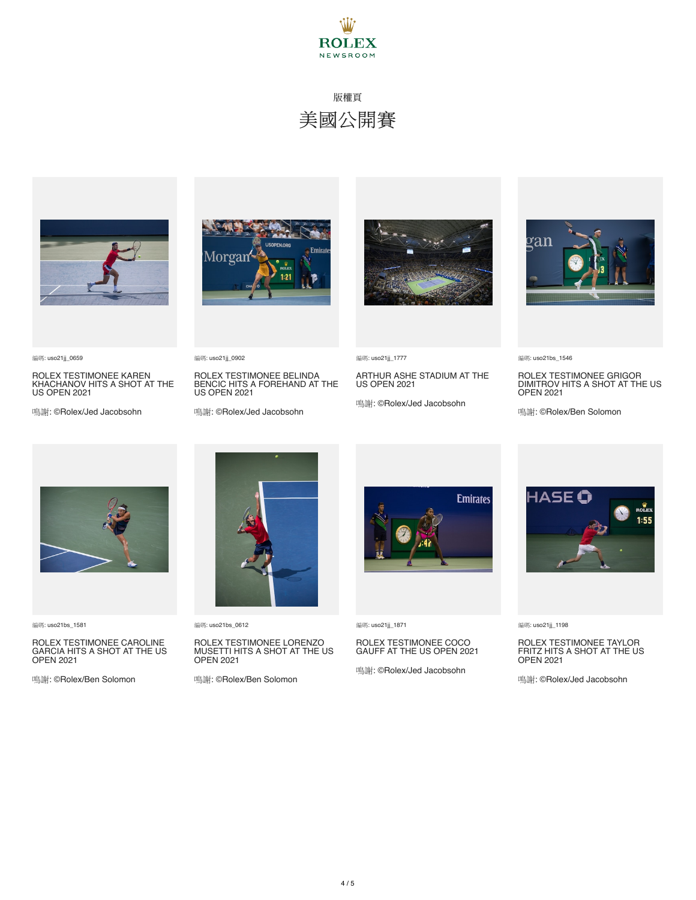版權頁

# 美國公開賽

編碼: uso21jj_0659

ROLEX TESTIMONEE KAREN KHACHANOV HITS A SHOT AT THE US OPEN 2021

鳴謝: ©Rolex/Jed Jacobsohn

編碼: uso21jj_0902

ROLEX TESTIMONEE BELINDA BENCIC HITS A FOREHAND AT THE US OPEN 2021

鳴謝: ©Rolex/Jed Jacobsohn

編碼: uso21jj_1777

ARTHUR ASHE STADIUM AT THE US OPEN 2021

鳴謝: ©Rolex/Jed Jacobsohn

編碼: uso21bs_1546

ROLEX TESTIMONEE GRIGOR DIMITROV HITS A SHOT AT THE US OPEN 2021

鳴謝: ©Rolex/Ben Solomon

編碼: uso21bs_1581

ROLEX TESTIMONEE CAROLINE GARCIA HITS A SHOT AT THE US OPEN 2021

鳴謝: ©Rolex/Ben Solomon

編碼: uso21bs_0612

ROLEX TESTIMONEE LORENZO MUSETTI HITS A SHOT AT THE US OPEN 2021

鳴謝: ©Rolex/Ben Solomon

編碼: uso21jj_1871

ROLEX TESTIMONEE COCO GAUFF AT THE US OPEN 2021

鳴謝: ©Rolex/Jed Jacobsohn

編碼: uso21jj_1198

ROLEX TESTIMONEE TAYLOR FRITZ HITS A SHOT AT THE US OPEN 2021

鳴謝: ©Rolex/Jed Jacobsohn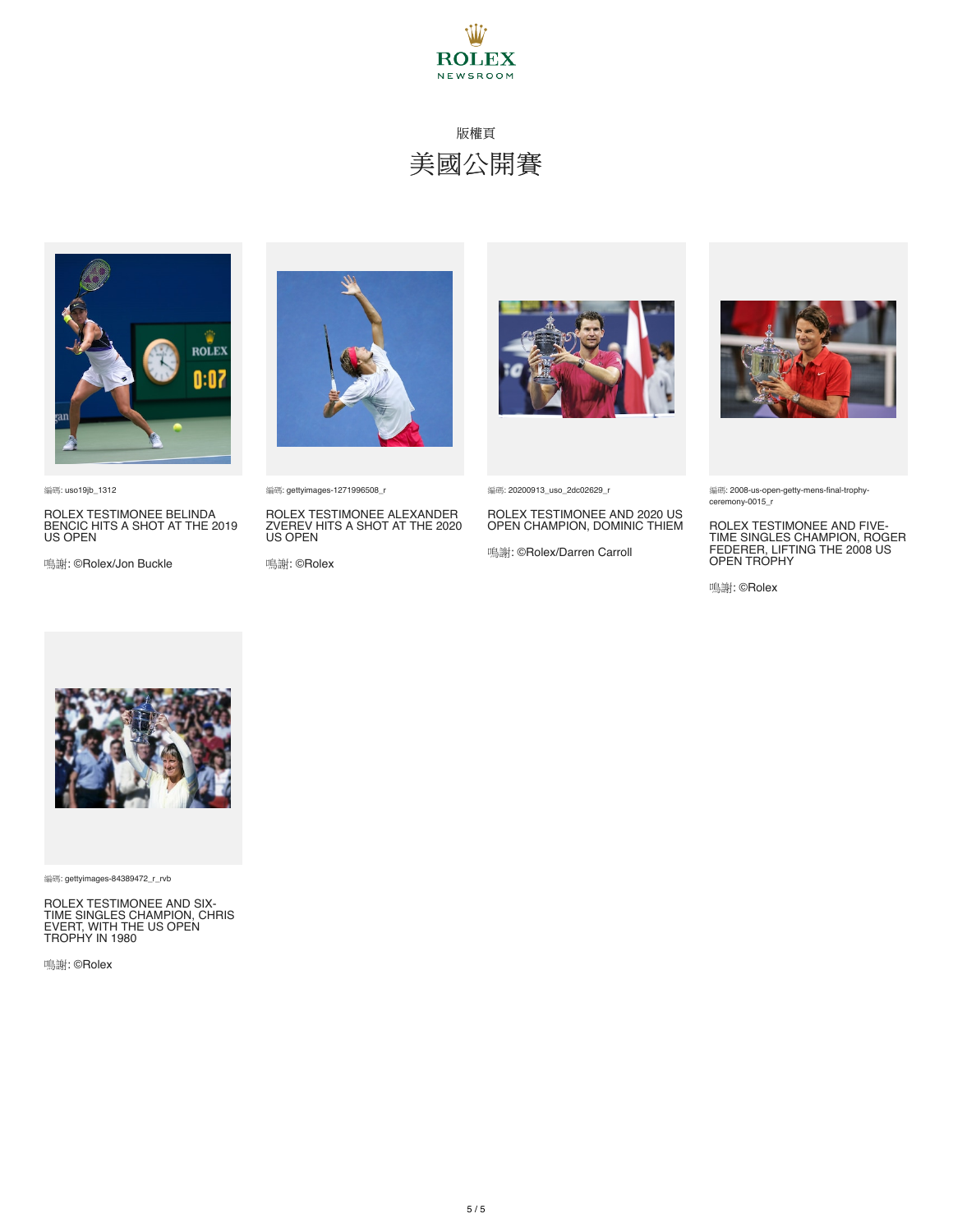ROLEX NEWSROOM

版權頁

# 美國公開賽

編碼: uso19jb_1312

ROLEX TESTIMONEE BELINDA BENCIC HITS A SHOT AT THE 2019 US OPEN

鳴謝: ©Rolex/Jon Buckle

編碼: gettyimages-1271996508_r

ROLEX TESTIMONEE ALEXANDER ZVEREV HITS A SHOT AT THE 2020 US OPEN

鳴謝: ©Rolex

編碼: 20200913_uso_2dc02629_r

ROLEX TESTIMONEE AND 2020 US OPEN CHAMPION, DOMINIC THIEM

鳴謝: ©Rolex/Darren Carroll

編碼: 2008-us-open-getty-mens-final-trophy-ceremony-0015_r

ROLEX TESTIMONEE AND FIVE-TIME SINGLES CHAMPION, ROGER FEDERER, LIFTING THE 2008 US OPEN TROPHY

鳴謝: ©Rolex

編碼: gettyimages-84389472_r_rvb

ROLEX TESTIMONEE AND SIX-TIME SINGLES CHAMPION, CHRIS EVERT, WITH THE US OPEN TROPHY IN 1980

鳴謝: ©Rolex